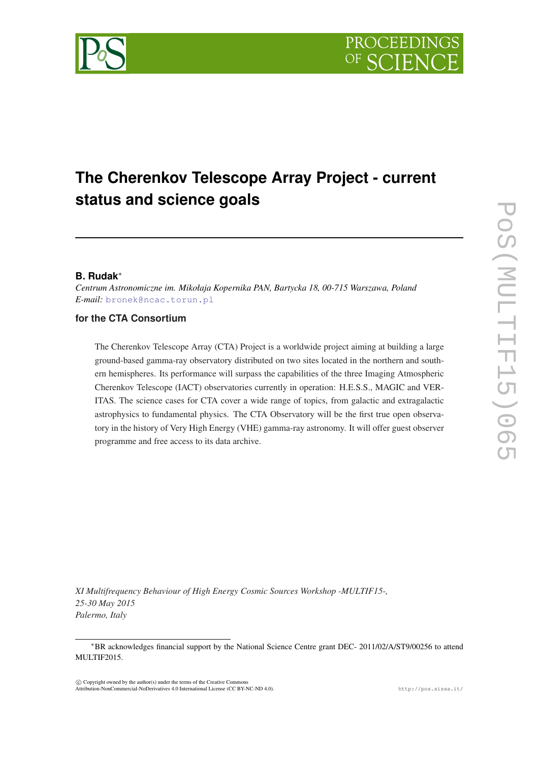# The Cherenkov Telescope Array Project - current status and science goals

**B. Rudak***

*Centrum Astronomiczne im. Mikołaja Kopernika PAN, Bartycka 18, 00-715 Warszawa, Poland*
*E-mail:* bronek@ncac.torun.pl

**for the CTA Consortium**

The Cherenkov Telescope Array (CTA) Project is a worldwide project aiming at building a large ground-based gamma-ray observatory distributed on two sites located in the northern and southern hemispheres. Its performance will surpass the capabilities of the three Imaging Atmospheric Cherenkov Telescope (IACT) observatories currently in operation: H.E.S.S., MAGIC and VERITAS. The science cases for CTA cover a wide range of topics, from galactic and extragalactic astrophysics to fundamental physics. The CTA Observatory will be the first true open observatory in the history of Very High Energy (VHE) gamma-ray astronomy. It will offer guest observer programme and free access to its data archive.

*XI Multifrequency Behaviour of High Energy Cosmic Sources Workshop -MULTIF15-,*
*25-30 May 2015*
*Palermo, Italy*

*BR acknowledges financial support by the National Science Centre grant DEC- 2011/02/A/ST9/00256 to attend MULTIF2015.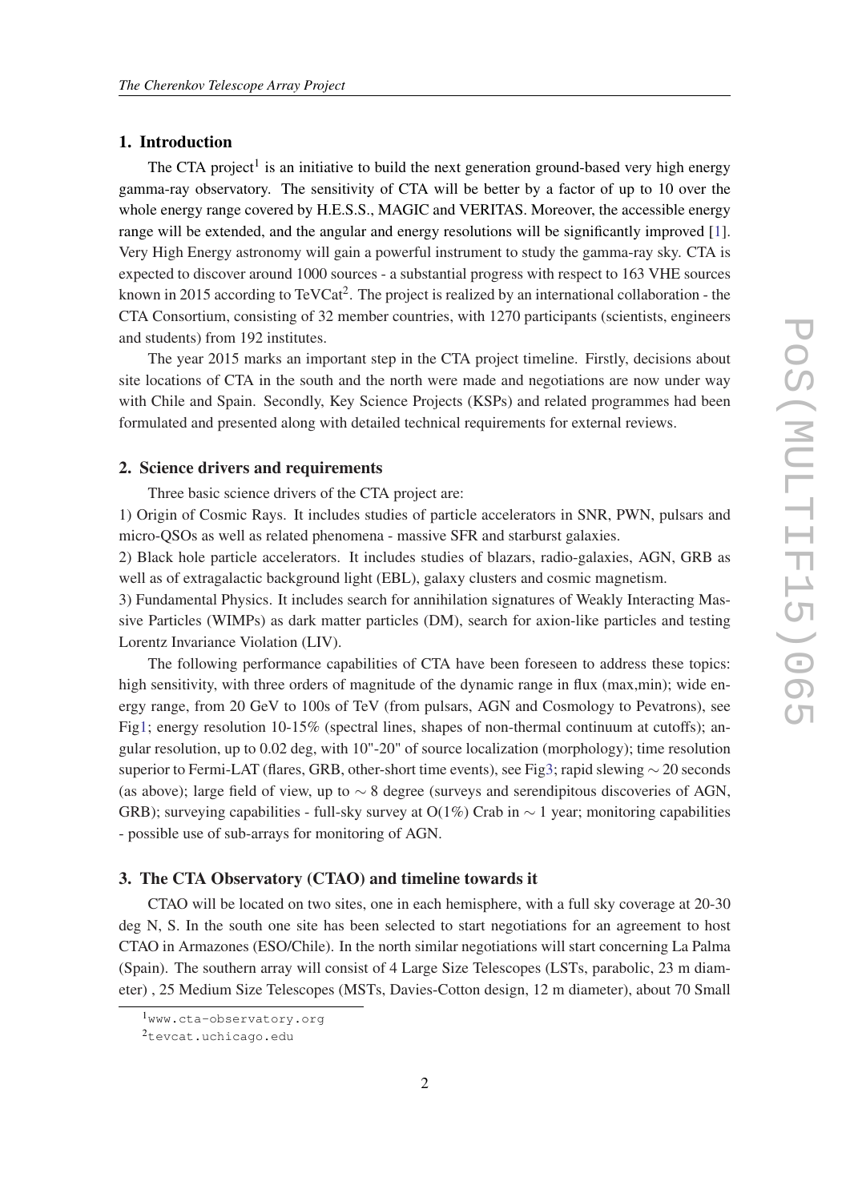## 1. Introduction

The CTA project[1] is an initiative to build the next generation ground-based very high energy gamma-ray observatory. The sensitivity of CTA will be better by a factor of up to 10 over the whole energy range covered by H.E.S.S., MAGIC and VERITAS. Moreover, the accessible energy range will be extended, and the angular and energy resolutions will be significantly improved [1]. Very High Energy astronomy will gain a powerful instrument to study the gamma-ray sky. CTA is expected to discover around 1000 sources - a substantial progress with respect to 163 VHE sources known in 2015 according to TeVCat[2]. The project is realized by an international collaboration - the CTA Consortium, consisting of 32 member countries, with 1270 participants (scientists, engineers and students) from 192 institutes.

The year 2015 marks an important step in the CTA project timeline. Firstly, decisions about site locations of CTA in the south and the north were made and negotiations are now under way with Chile and Spain. Secondly, Key Science Projects (KSPs) and related programmes had been formulated and presented along with detailed technical requirements for external reviews.

## 2. Science drivers and requirements

Three basic science drivers of the CTA project are:

1) Origin of Cosmic Rays. It includes studies of particle accelerators in SNR, PWN, pulsars and micro-QSOs as well as related phenomena - massive SFR and starburst galaxies.

2) Black hole particle accelerators. It includes studies of blazars, radio-galaxies, AGN, GRB as well as of extragalactic background light (EBL), galaxy clusters and cosmic magnetism.

3) Fundamental Physics. It includes search for annihilation signatures of Weakly Interacting Massive Particles (WIMPs) as dark matter particles (DM), search for axion-like particles and testing Lorentz Invariance Violation (LIV).

The following performance capabilities of CTA have been foreseen to address these topics: high sensitivity, with three orders of magnitude of the dynamic range in flux (max,min); wide energy range, from 20 GeV to 100s of TeV (from pulsars, AGN and Cosmology to Pevatrons), see Fig1; energy resolution 10-15% (spectral lines, shapes of non-thermal continuum at cutoffs); angular resolution, up to 0.02 deg, with 10"-20" of source localization (morphology); time resolution superior to Fermi-LAT (flares, GRB, other-short time events), see Fig3; rapid slewing $\sim$ 20 seconds (as above); large field of view, up to $\sim$ 8 degree (surveys and serendipitous discoveries of AGN, GRB); surveying capabilities - full-sky survey at O(1%) Crab in $\sim$ 1 year; monitoring capabilities - possible use of sub-arrays for monitoring of AGN.

## 3. The CTA Observatory (CTAO) and timeline towards it

CTAO will be located on two sites, one in each hemisphere, with a full sky coverage at 20-30 deg N, S. In the south one site has been selected to start negotiations for an agreement to host CTAO in Armazones (ESO/Chile). In the north similar negotiations will start concerning La Palma (Spain). The southern array will consist of 4 Large Size Telescopes (LSTs, parabolic, 23 m diameter) , 25 Medium Size Telescopes (MSTs, Davies-Cotton design, 12 m diameter), about 70 Small

---

[1] www.cta-observatory.org

[2] tevcat.uchicago.edu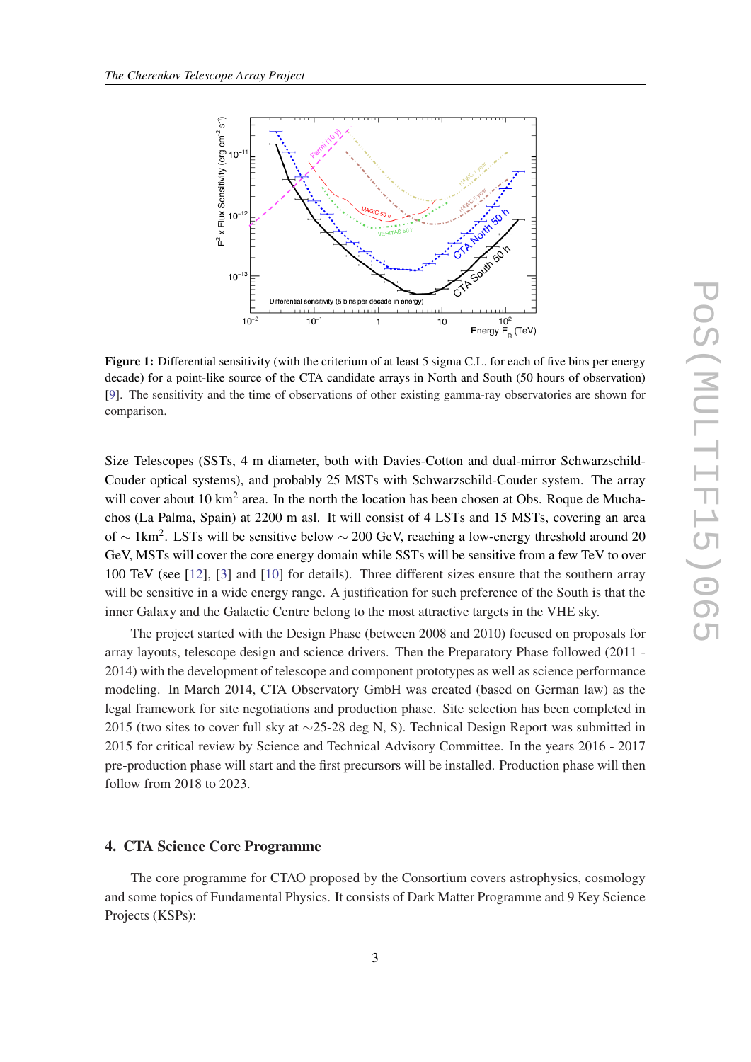**Figure 1:** Differential sensitivity (with the criterium of at least 5 sigma C.L. for each of five bins per energy decade) for a point-like source of the CTA candidate arrays in North and South (50 hours of observation) [9]. The sensitivity and the time of observations of other existing gamma-ray observatories are shown for comparison.

Size Telescopes (SSTs, 4 m diameter, both with Davies-Cotton and dual-mirror Schwarzschild-Couder optical systems), and probably 25 MSTs with Schwarzschild-Couder system. The array will cover about 10 km$^2$ area. In the north the location has been chosen at Obs. Roque de Muchachos (La Palma, Spain) at 2200 m asl. It will consist of 4 LSTs and 15 MSTs, covering an area of $\sim$ 1km$^2$. LSTs will be sensitive below $\sim$ 200 GeV, reaching a low-energy threshold around 20 GeV, MSTs will cover the core energy domain while SSTs will be sensitive from a few TeV to over 100 TeV (see [12], [3] and [10] for details). Three different sizes ensure that the southern array will be sensitive in a wide energy range. A justification for such preference of the South is that the inner Galaxy and the Galactic Centre belong to the most attractive targets in the VHE sky.

The project started with the Design Phase (between 2008 and 2010) focused on proposals for array layouts, telescope design and science drivers. Then the Preparatory Phase followed (2011 - 2014) with the development of telescope and component prototypes as well as science performance modeling. In March 2014, CTA Observatory GmbH was created (based on German law) as the legal framework for site negotiations and production phase. Site selection has been completed in 2015 (two sites to cover full sky at $\sim$25-28 deg N, S). Technical Design Report was submitted in 2015 for critical review by Science and Technical Advisory Committee. In the years 2016 - 2017 pre-production phase will start and the first precursors will be installed. Production phase will then follow from 2018 to 2023.

## 4. CTA Science Core Programme

The core programme for CTAO proposed by the Consortium covers astrophysics, cosmology and some topics of Fundamental Physics. It consists of Dark Matter Programme and 9 Key Science Projects (KSPs):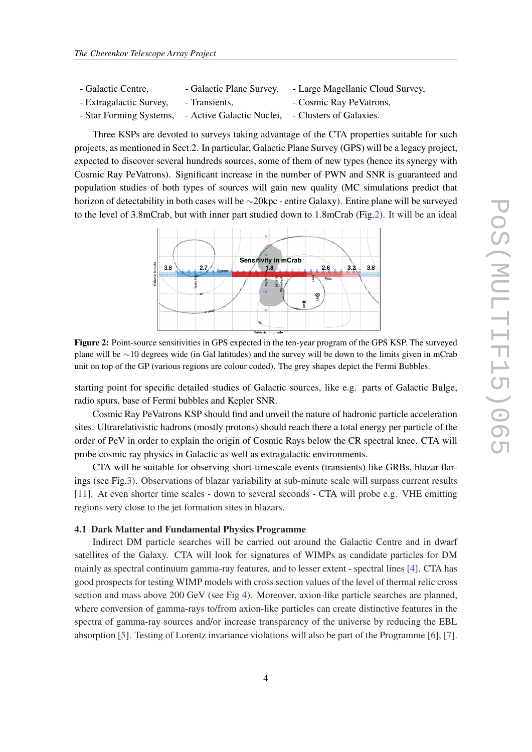- Galactic Centre,
- Galactic Plane Survey,
- Large Magellanic Cloud Survey,
- Extragalactic Survey,
- Transients,
- Cosmic Ray PeVatrons,
- Star Forming Systems,
- Active Galactic Nuclei,
- Clusters of Galaxies.

Three KSPs are devoted to surveys taking advantage of the CTA properties suitable for such projects, as mentioned in Sect.2. In particular, Galactic Plane Survey (GPS) will be a legacy project, expected to discover several hundreds sources, some of them of new types (hence its synergy with Cosmic Ray PeVatrons). Significant increase in the number of PWN and SNR is guaranteed and population studies of both types of sources will gain new quality (MC simulations predict that horizon of detectability in both cases will be ∼20kpc - entire Galaxy). Entire plane will be surveyed to the level of 3.8mCrab, but with inner part studied down to 1.8mCrab (Fig.2). It will be an ideal starting point for specific detailed studies of Galactic sources, like e.g. parts of Galactic Bulge, radio spurs, base of Fermi bubbles and Kepler SNR.

**Figure 2:** Point-source sensitivities in GPS expected in the ten-year program of the GPS KSP. The surveyed plane will be ∼10 degrees wide (in Gal latitudes) and the survey will be down to the limits given in mCrab unit on top of the GP (various regions are colour coded). The grey shapes depict the Fermi Bubbles.

Cosmic Ray PeVatrons KSP should find and unveil the nature of hadronic particle acceleration sites. Ultrarelativistic hadrons (mostly protons) should reach there a total energy per particle of the order of PeV in order to explain the origin of Cosmic Rays below the CR spectral knee. CTA will probe cosmic ray physics in Galactic as well as extragalactic environments.

CTA will be suitable for observing short-timescale events (transients) like GRBs, blazar flarings (see Fig.3). Observations of blazar variability at sub-minute scale will surpass current results [11]. At even shorter time scales - down to several seconds - CTA will probe e.g. VHE emitting regions very close to the jet formation sites in blazars.

### 4.1 Dark Matter and Fundamental Physics Programme

Indirect DM particle searches will be carried out around the Galactic Centre and in dwarf satellites of the Galaxy. CTA will look for signatures of WIMPs as candidate particles for DM mainly as spectral continuum gamma-ray features, and to lesser extent - spectral lines [4]. CTA has good prospects for testing WIMP models with cross section values of the level of thermal relic cross section and mass above 200 GeV (see Fig 4). Moreover, axion-like particle searches are planned, where conversion of gamma-rays to/from axion-like particles can create distinctive features in the spectra of gamma-ray sources and/or increase transparency of the universe by reducing the EBL absorption [5]. Testing of Lorentz invariance violations will also be part of the Programme [6], [7].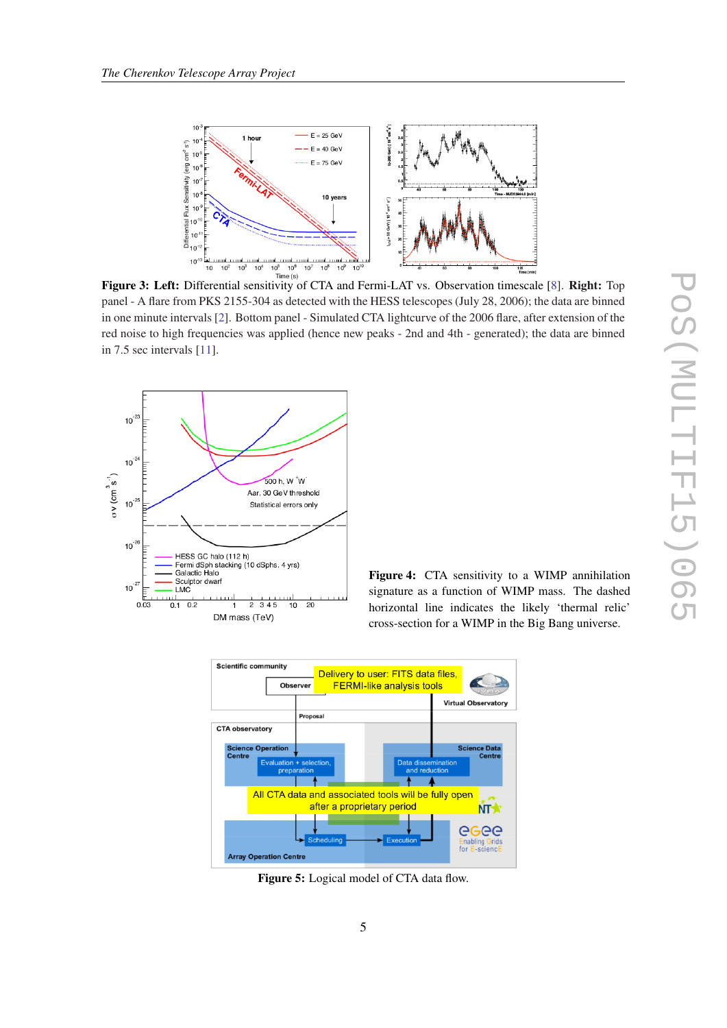**Figure 3: Left:** Differential sensitivity of CTA and Fermi-LAT vs. Observation timescale [8]. **Right:** Top panel - A flare from PKS 2155-304 as detected with the HESS telescopes (July 28, 2006); the data are binned in one minute intervals [2]. Bottom panel - Simulated CTA lightcurve of the 2006 flare, after extension of the red noise to high frequencies was applied (hence new peaks - 2nd and 4th - generated); the data are binned in 7.5 sec intervals [11].

**Figure 4:** CTA sensitivity to a WIMP annihilation signature as a function of WIMP mass. The dashed horizontal line indicates the likely 'thermal relic' cross-section for a WIMP in the Big Bang universe.

**Figure 5:** Logical model of CTA data flow.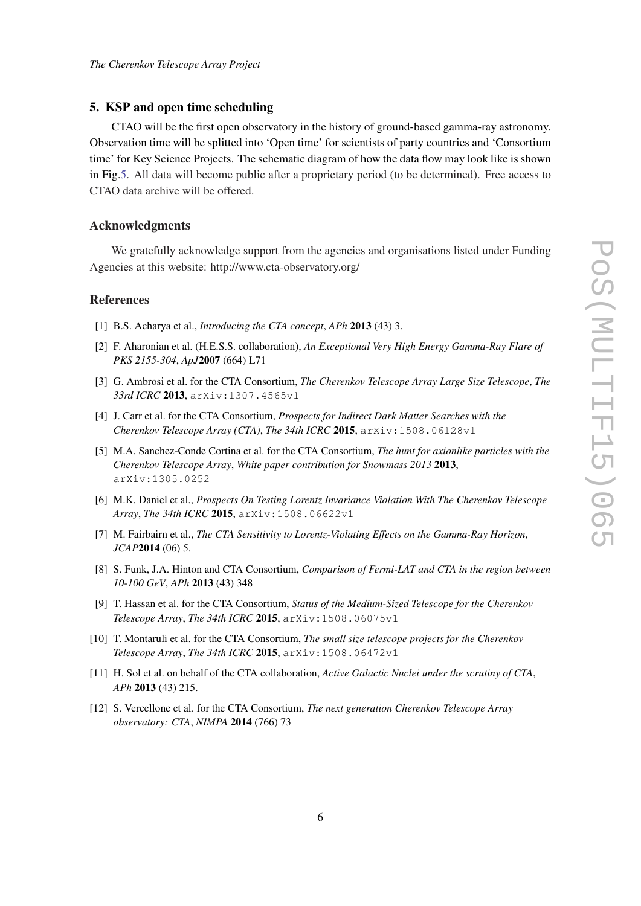## 5. KSP and open time scheduling

CTAO will be the first open observatory in the history of ground-based gamma-ray astronomy. Observation time will be splitted into 'Open time' for scientists of party countries and 'Consortium time' for Key Science Projects. The schematic diagram of how the data flow may look like is shown in Fig.5. All data will become public after a proprietary period (to be determined). Free access to CTAO data archive will be offered.

## Acknowledgments

We gratefully acknowledge support from the agencies and organisations listed under Funding Agencies at this website: http://www.cta-observatory.org/

## References

[1] B.S. Acharya et al., *Introducing the CTA concept*, *APh* **2013** (43) 3.

[2] F. Aharonian et al. (H.E.S.S. collaboration), *An Exceptional Very High Energy Gamma-Ray Flare of PKS 2155-304*, *ApJ* **2007** (664) L71

[3] G. Ambrosi et al. for the CTA Consortium, *The Cherenkov Telescope Array Large Size Telescope*, *The 33rd ICRC* **2013**, arXiv:1307.4565v1

[4] J. Carr et al. for the CTA Consortium, *Prospects for Indirect Dark Matter Searches with the Cherenkov Telescope Array (CTA)*, *The 34th ICRC* **2015**, arXiv:1508.06128v1

[5] M.A. Sanchez-Conde Cortina et al. for the CTA Consortium, *The hunt for axionlike particles with the Cherenkov Telescope Array*, *White paper contribution for Snowmass 2013* **2013**, arXiv:1305.0252

[6] M.K. Daniel et al., *Prospects On Testing Lorentz Invariance Violation With The Cherenkov Telescope Array*, *The 34th ICRC* **2015**, arXiv:1508.06622v1

[7] M. Fairbairn et al., *The CTA Sensitivity to Lorentz-Violating Effects on the Gamma-Ray Horizon*, *JCAP* **2014** (06) 5.

[8] S. Funk, J.A. Hinton and CTA Consortium, *Comparison of Fermi-LAT and CTA in the region between 10-100 GeV*, *APh* **2013** (43) 348

[9] T. Hassan et al. for the CTA Consortium, *Status of the Medium-Sized Telescope for the Cherenkov Telescope Array*, *The 34th ICRC* **2015**, arXiv:1508.06075v1

[10] T. Montaruli et al. for the CTA Consortium, *The small size telescope projects for the Cherenkov Telescope Array*, *The 34th ICRC* **2015**, arXiv:1508.06472v1

[11] H. Sol et al. on behalf of the CTA collaboration, *Active Galactic Nuclei under the scrutiny of CTA*, *APh* **2013** (43) 215.

[12] S. Vercellone et al. for the CTA Consortium, *The next generation Cherenkov Telescope Array observatory: CTA*, *NIMPA* **2014** (766) 73